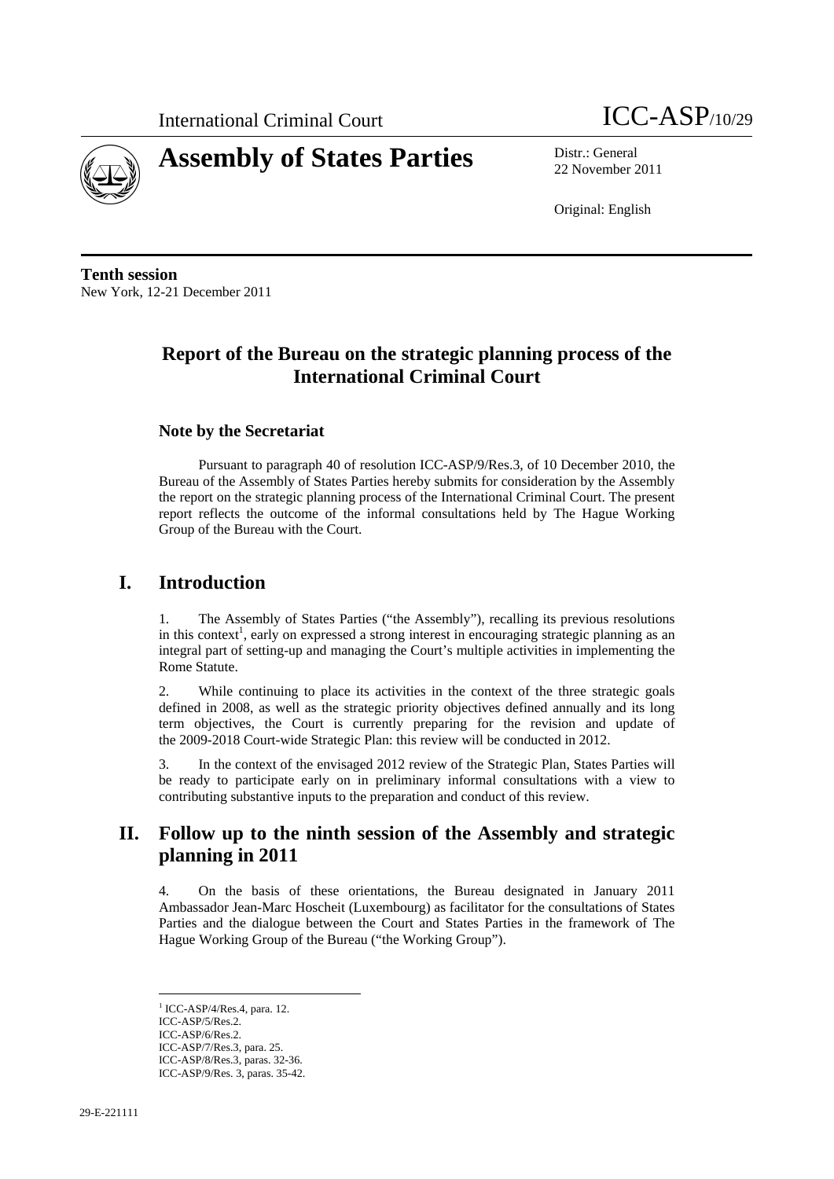International Criminal Court ICC-ASP/10/29

# Assembly of States Parties

Distr.: General
22 November 2011

Original: English

**Tenth session**
New York, 12-21 December 2011

## Report of the Bureau on the strategic planning process of the International Criminal Court

### Note by the Secretariat

Pursuant to paragraph 40 of resolution ICC-ASP/9/Res.3, of 10 December 2010, the Bureau of the Assembly of States Parties hereby submits for consideration by the Assembly the report on the strategic planning process of the International Criminal Court. The present report reflects the outcome of the informal consultations held by The Hague Working Group of the Bureau with the Court.

## I. Introduction

1. The Assembly of States Parties ("the Assembly"), recalling its previous resolutions in this context[1], early on expressed a strong interest in encouraging strategic planning as an integral part of setting-up and managing the Court's multiple activities in implementing the Rome Statute.

2. While continuing to place its activities in the context of the three strategic goals defined in 2008, as well as the strategic priority objectives defined annually and its long term objectives, the Court is currently preparing for the revision and update of the 2009-2018 Court-wide Strategic Plan: this review will be conducted in 2012.

3. In the context of the envisaged 2012 review of the Strategic Plan, States Parties will be ready to participate early on in preliminary informal consultations with a view to contributing substantive inputs to the preparation and conduct of this review.

## II. Follow up to the ninth session of the Assembly and strategic planning in 2011

4. On the basis of these orientations, the Bureau designated in January 2011 Ambassador Jean-Marc Hoscheit (Luxembourg) as facilitator for the consultations of States Parties and the dialogue between the Court and States Parties in the framework of The Hague Working Group of the Bureau ("the Working Group").

[1] ICC-ASP/4/Res.4, para. 12.
ICC-ASP/5/Res.2.
ICC-ASP/6/Res.2.
ICC-ASP/7/Res.3, para. 25.
ICC-ASP/8/Res.3, paras. 32-36.
ICC-ASP/9/Res. 3, paras. 35-42.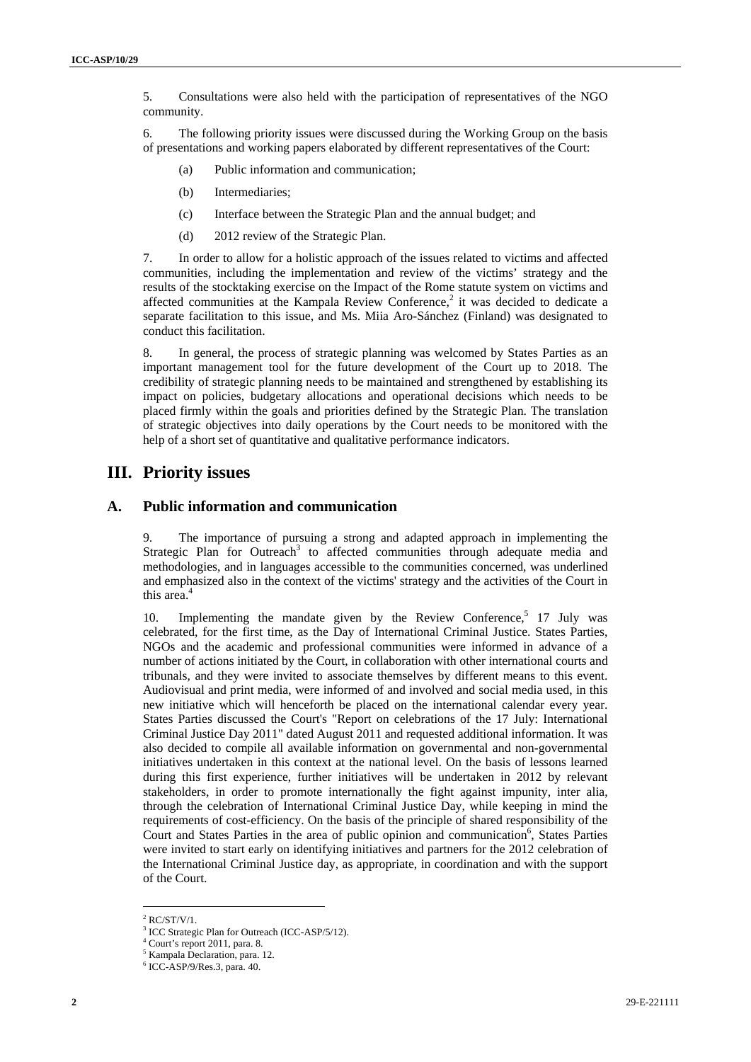5. Consultations were also held with the participation of representatives of the NGO community.

6. The following priority issues were discussed during the Working Group on the basis of presentations and working papers elaborated by different representatives of the Court:

(a) Public information and communication;

(b) Intermediaries;

(c) Interface between the Strategic Plan and the annual budget; and

(d) 2012 review of the Strategic Plan.

7. In order to allow for a holistic approach of the issues related to victims and affected communities, including the implementation and review of the victims' strategy and the results of the stocktaking exercise on the Impact of the Rome statute system on victims and affected communities at the Kampala Review Conference,[2] it was decided to dedicate a separate facilitation to this issue, and Ms. Miia Aro-Sánchez (Finland) was designated to conduct this facilitation.

8. In general, the process of strategic planning was welcomed by States Parties as an important management tool for the future development of the Court up to 2018. The credibility of strategic planning needs to be maintained and strengthened by establishing its impact on policies, budgetary allocations and operational decisions which needs to be placed firmly within the goals and priorities defined by the Strategic Plan. The translation of strategic objectives into daily operations by the Court needs to be monitored with the help of a short set of quantitative and qualitative performance indicators.

# III. Priority issues

## A. Public information and communication

9. The importance of pursuing a strong and adapted approach in implementing the Strategic Plan for Outreach[3] to affected communities through adequate media and methodologies, and in languages accessible to the communities concerned, was underlined and emphasized also in the context of the victims' strategy and the activities of the Court in this area.[4]

10. Implementing the mandate given by the Review Conference,[5] 17 July was celebrated, for the first time, as the Day of International Criminal Justice. States Parties, NGOs and the academic and professional communities were informed in advance of a number of actions initiated by the Court, in collaboration with other international courts and tribunals, and they were invited to associate themselves by different means to this event. Audiovisual and print media, were informed of and involved and social media used, in this new initiative which will henceforth be placed on the international calendar every year. States Parties discussed the Court's "Report on celebrations of the 17 July: International Criminal Justice Day 2011" dated August 2011 and requested additional information. It was also decided to compile all available information on governmental and non-governmental initiatives undertaken in this context at the national level. On the basis of lessons learned during this first experience, further initiatives will be undertaken in 2012 by relevant stakeholders, in order to promote internationally the fight against impunity, inter alia, through the celebration of International Criminal Justice Day, while keeping in mind the requirements of cost-efficiency. On the basis of the principle of shared responsibility of the Court and States Parties in the area of public opinion and communication[6], States Parties were invited to start early on identifying initiatives and partners for the 2012 celebration of the International Criminal Justice day, as appropriate, in coordination and with the support of the Court.

[2] RC/ST/V/1.

[3] ICC Strategic Plan for Outreach (ICC-ASP/5/12).

[4] Court's report 2011, para. 8.

[5] Kampala Declaration, para. 12.

[6] ICC-ASP/9/Res.3, para. 40.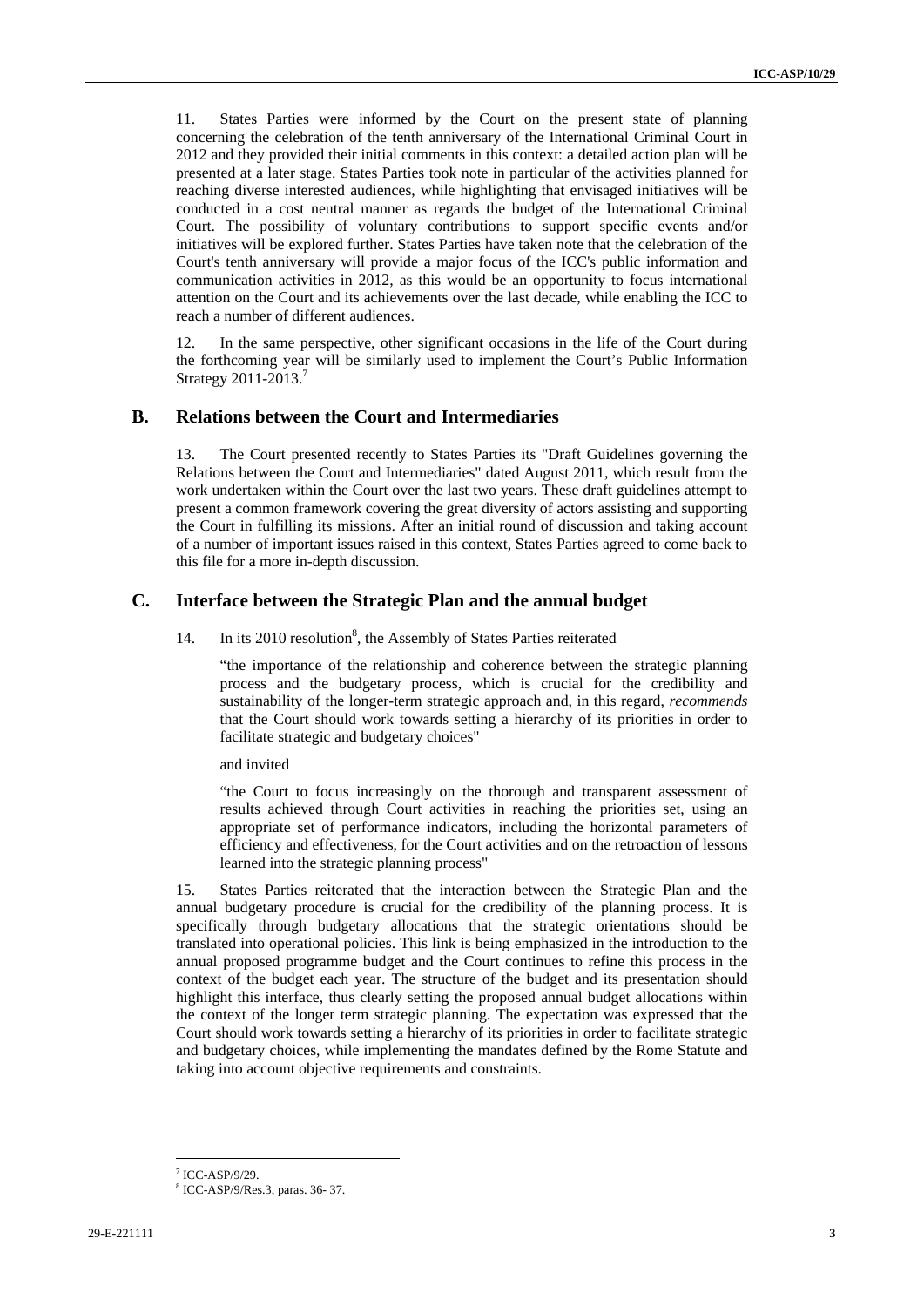11. States Parties were informed by the Court on the present state of planning concerning the celebration of the tenth anniversary of the International Criminal Court in 2012 and they provided their initial comments in this context: a detailed action plan will be presented at a later stage. States Parties took note in particular of the activities planned for reaching diverse interested audiences, while highlighting that envisaged initiatives will be conducted in a cost neutral manner as regards the budget of the International Criminal Court. The possibility of voluntary contributions to support specific events and/or initiatives will be explored further. States Parties have taken note that the celebration of the Court's tenth anniversary will provide a major focus of the ICC's public information and communication activities in 2012, as this would be an opportunity to focus international attention on the Court and its achievements over the last decade, while enabling the ICC to reach a number of different audiences.

12. In the same perspective, other significant occasions in the life of the Court during the forthcoming year will be similarly used to implement the Court's Public Information Strategy 2011-2013.[7]

## B. Relations between the Court and Intermediaries

13. The Court presented recently to States Parties its "Draft Guidelines governing the Relations between the Court and Intermediaries" dated August 2011, which result from the work undertaken within the Court over the last two years. These draft guidelines attempt to present a common framework covering the great diversity of actors assisting and supporting the Court in fulfilling its missions. After an initial round of discussion and taking account of a number of important issues raised in this context, States Parties agreed to come back to this file for a more in-depth discussion.

## C. Interface between the Strategic Plan and the annual budget

14. In its 2010 resolution[8], the Assembly of States Parties reiterated

> "the importance of the relationship and coherence between the strategic planning process and the budgetary process, which is crucial for the credibility and sustainability of the longer-term strategic approach and, in this regard, *recommends* that the Court should work towards setting a hierarchy of its priorities in order to facilitate strategic and budgetary choices"

and invited

> "the Court to focus increasingly on the thorough and transparent assessment of results achieved through Court activities in reaching the priorities set, using an appropriate set of performance indicators, including the horizontal parameters of efficiency and effectiveness, for the Court activities and on the retroaction of lessons learned into the strategic planning process"

15. States Parties reiterated that the interaction between the Strategic Plan and the annual budgetary procedure is crucial for the credibility of the planning process. It is specifically through budgetary allocations that the strategic orientations should be translated into operational policies. This link is being emphasized in the introduction to the annual proposed programme budget and the Court continues to refine this process in the context of the budget each year. The structure of the budget and its presentation should highlight this interface, thus clearly setting the proposed annual budget allocations within the context of the longer term strategic planning. The expectation was expressed that the Court should work towards setting a hierarchy of its priorities in order to facilitate strategic and budgetary choices, while implementing the mandates defined by the Rome Statute and taking into account objective requirements and constraints.

---

[7] ICC-ASP/9/29.

[8] ICC-ASP/9/Res.3, paras. 36- 37.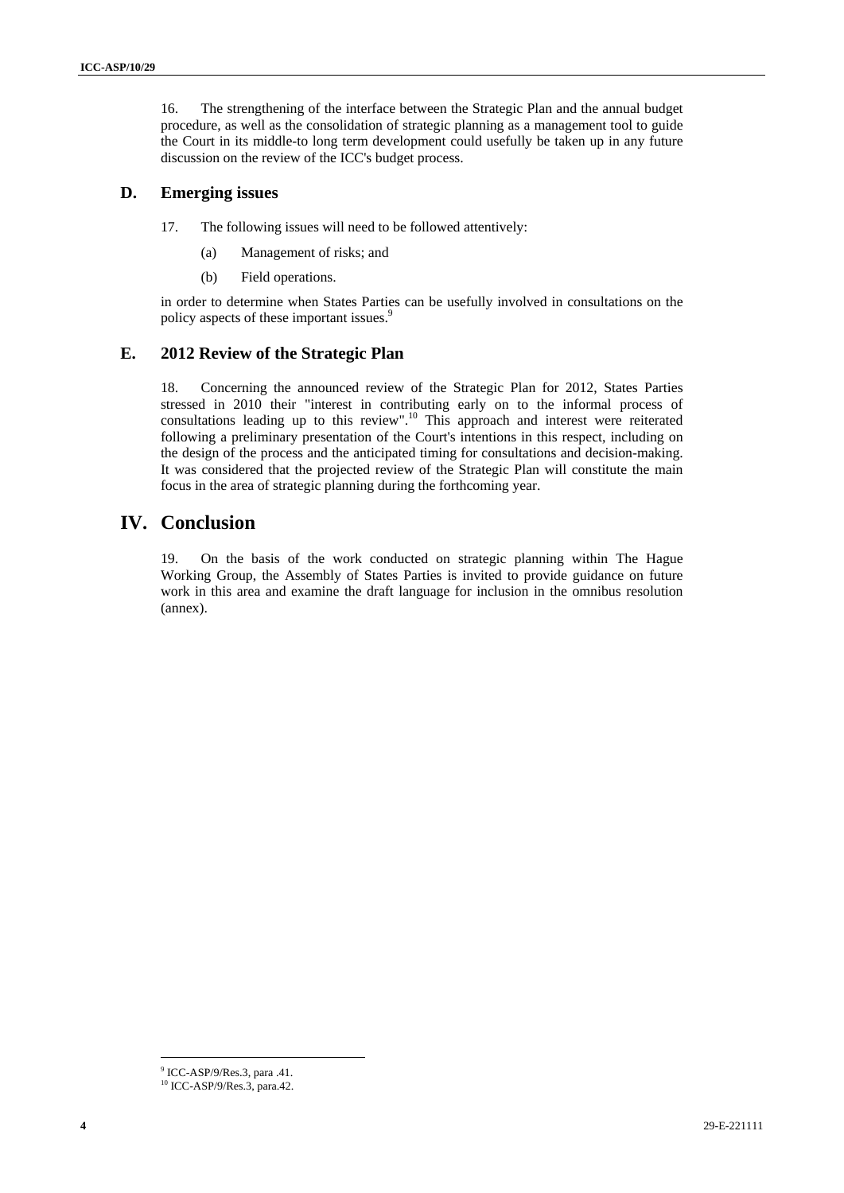16. The strengthening of the interface between the Strategic Plan and the annual budget procedure, as well as the consolidation of strategic planning as a management tool to guide the Court in its middle-to long term development could usefully be taken up in any future discussion on the review of the ICC's budget process.

## D. Emerging issues

17. The following issues will need to be followed attentively:

(a) Management of risks; and

(b) Field operations.

in order to determine when States Parties can be usefully involved in consultations on the policy aspects of these important issues.[9]

## E. 2012 Review of the Strategic Plan

18. Concerning the announced review of the Strategic Plan for 2012, States Parties stressed in 2010 their "interest in contributing early on to the informal process of consultations leading up to this review".[10] This approach and interest were reiterated following a preliminary presentation of the Court's intentions in this respect, including on the design of the process and the anticipated timing for consultations and decision-making. It was considered that the projected review of the Strategic Plan will constitute the main focus in the area of strategic planning during the forthcoming year.

# IV. Conclusion

19. On the basis of the work conducted on strategic planning within The Hague Working Group, the Assembly of States Parties is invited to provide guidance on future work in this area and examine the draft language for inclusion in the omnibus resolution (annex).

---

[9] ICC-ASP/9/Res.3, para .41.

[10] ICC-ASP/9/Res.3, para.42.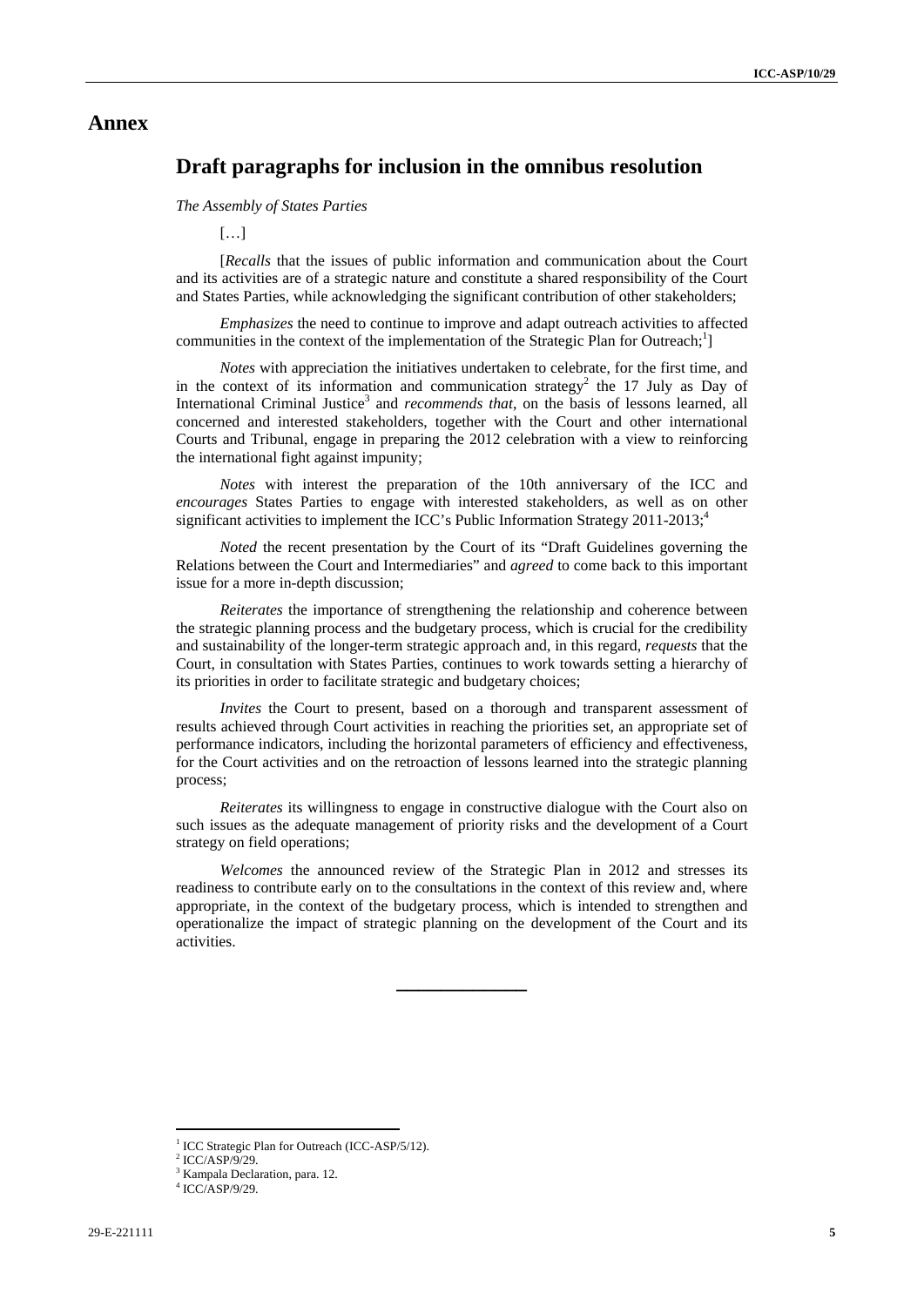# Annex

## Draft paragraphs for inclusion in the omnibus resolution

*The Assembly of States Parties*

[…]

[*Recalls* that the issues of public information and communication about the Court and its activities are of a strategic nature and constitute a shared responsibility of the Court and States Parties, while acknowledging the significant contribution of other stakeholders;

*Emphasizes* the need to continue to improve and adapt outreach activities to affected communities in the context of the implementation of the Strategic Plan for Outreach;[1]]

*Notes* with appreciation the initiatives undertaken to celebrate, for the first time, and in the context of its information and communication strategy[2] the 17 July as Day of International Criminal Justice[3] and *recommends that*, on the basis of lessons learned, all concerned and interested stakeholders, together with the Court and other international Courts and Tribunal, engage in preparing the 2012 celebration with a view to reinforcing the international fight against impunity;

*Notes* with interest the preparation of the 10th anniversary of the ICC and *encourages* States Parties to engage with interested stakeholders, as well as on other significant activities to implement the ICC's Public Information Strategy 2011-2013;[4]

*Noted* the recent presentation by the Court of its "Draft Guidelines governing the Relations between the Court and Intermediaries" and *agreed* to come back to this important issue for a more in-depth discussion;

*Reiterates* the importance of strengthening the relationship and coherence between the strategic planning process and the budgetary process, which is crucial for the credibility and sustainability of the longer-term strategic approach and, in this regard, *requests* that the Court, in consultation with States Parties, continues to work towards setting a hierarchy of its priorities in order to facilitate strategic and budgetary choices;

*Invites* the Court to present, based on a thorough and transparent assessment of results achieved through Court activities in reaching the priorities set, an appropriate set of performance indicators, including the horizontal parameters of efficiency and effectiveness, for the Court activities and on the retroaction of lessons learned into the strategic planning process;

*Reiterates* its willingness to engage in constructive dialogue with the Court also on such issues as the adequate management of priority risks and the development of a Court strategy on field operations;

*Welcomes* the announced review of the Strategic Plan in 2012 and stresses its readiness to contribute early on to the consultations in the context of this review and, where appropriate, in the context of the budgetary process, which is intended to strengthen and operationalize the impact of strategic planning on the development of the Court and its activities.

---

[1] ICC Strategic Plan for Outreach (ICC-ASP/5/12).
[2] ICC/ASP/9/29.
[3] Kampala Declaration, para. 12.
[4] ICC/ASP/9/29.